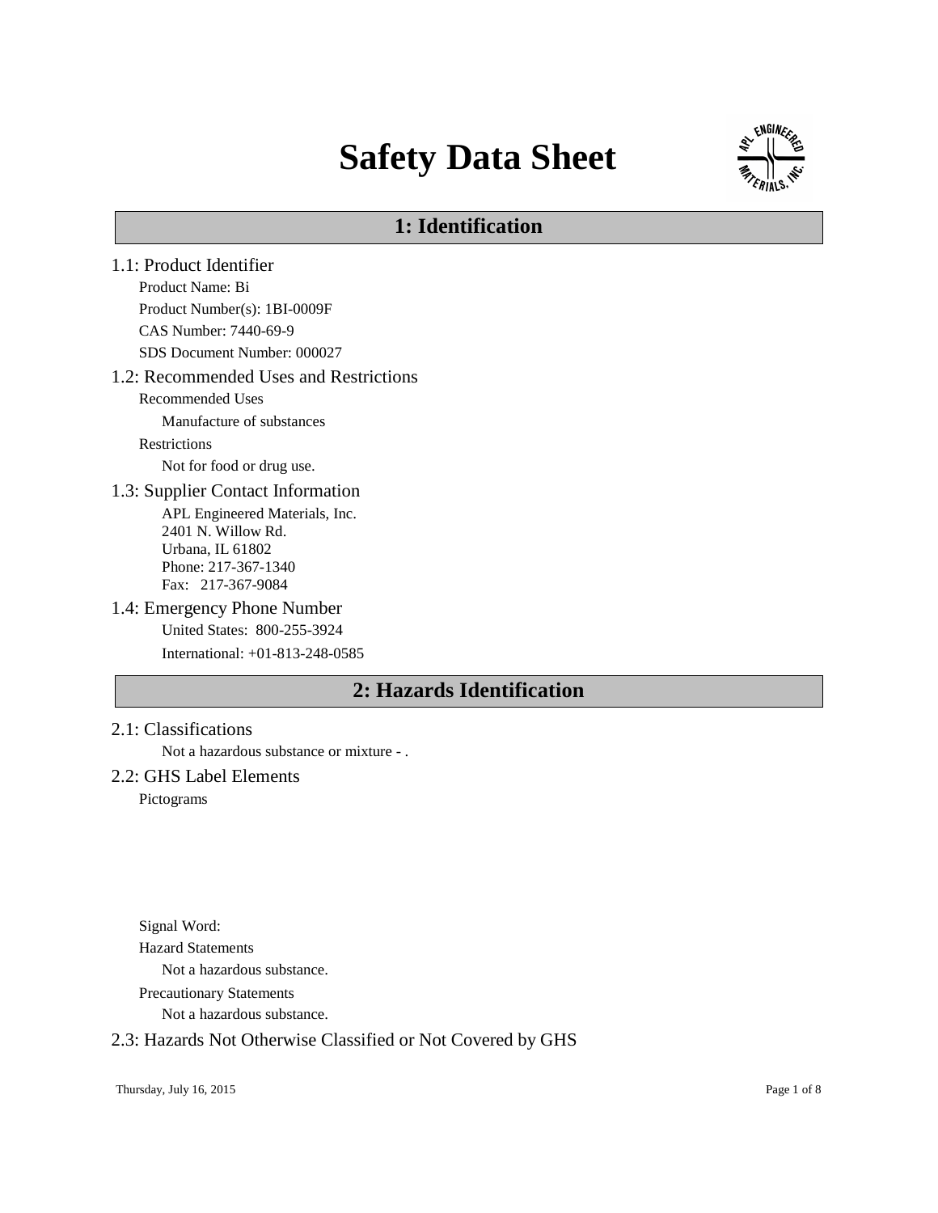# Safety Data Sheet

## 1: Identification

### 1.1: Product Identifier

Product Name: Bi

Product Number(s): 1BI-0009F

CAS Number: 7440-69-9

SDS Document Number: 000027

### 1.2: Recommended Uses and Restrictions

Recommended Uses

Manufacture of substances

Restrictions

Not for food or drug use.

### 1.3: Supplier Contact Information

APL Engineered Materials, Inc.
2401 N. Willow Rd.
Urbana, IL 61802
Phone: 217-367-1340
Fax: 217-367-9084

### 1.4: Emergency Phone Number

United States: 800-255-3924

International: +01-813-248-0585

## 2: Hazards Identification

### 2.1: Classifications

Not a hazardous substance or mixture - .

### 2.2: GHS Label Elements

Pictograms

Signal Word:

Hazard Statements

Not a hazardous substance.

Precautionary Statements

Not a hazardous substance.

### 2.3: Hazards Not Otherwise Classified or Not Covered by GHS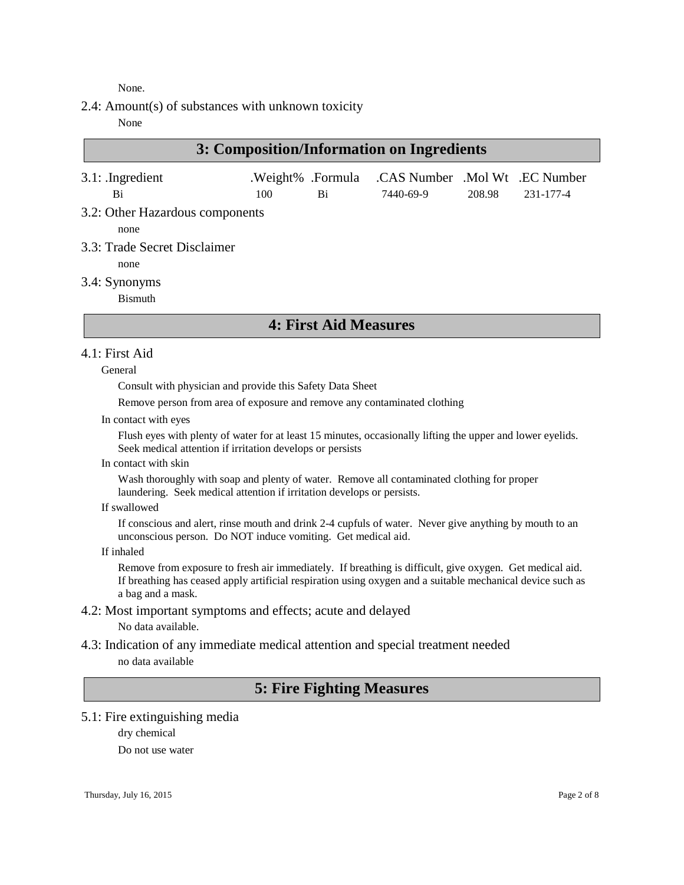None.

### 2.4: Amount(s) of substances with unknown toxicity

None

## 3: Composition/Information on Ingredients

| 3.1: .Ingredient | .Weight% | .Formula | .CAS Number | .Mol Wt | .EC Number |
|---|---|---|---|---|---|
| Bi | 100 | Bi | 7440-69-9 | 208.98 | 231-177-4 |

### 3.2: Other Hazardous components

none

### 3.3: Trade Secret Disclaimer

none

### 3.4: Synonyms

Bismuth

## 4: First Aid Measures

### 4.1: First Aid

General

Consult with physician and provide this Safety Data Sheet

Remove person from area of exposure and remove any contaminated clothing

In contact with eyes

Flush eyes with plenty of water for at least 15 minutes, occasionally lifting the upper and lower eyelids. Seek medical attention if irritation develops or persists

In contact with skin

Wash thoroughly with soap and plenty of water. Remove all contaminated clothing for proper laundering. Seek medical attention if irritation develops or persists.

If swallowed

If conscious and alert, rinse mouth and drink 2-4 cupfuls of water. Never give anything by mouth to an unconscious person. Do NOT induce vomiting. Get medical aid.

If inhaled

Remove from exposure to fresh air immediately. If breathing is difficult, give oxygen. Get medical aid. If breathing has ceased apply artificial respiration using oxygen and a suitable mechanical device such as a bag and a mask.

### 4.2: Most important symptoms and effects; acute and delayed

No data available.

### 4.3: Indication of any immediate medical attention and special treatment needed

no data available

## 5: Fire Fighting Measures

### 5.1: Fire extinguishing media

dry chemical

Do not use water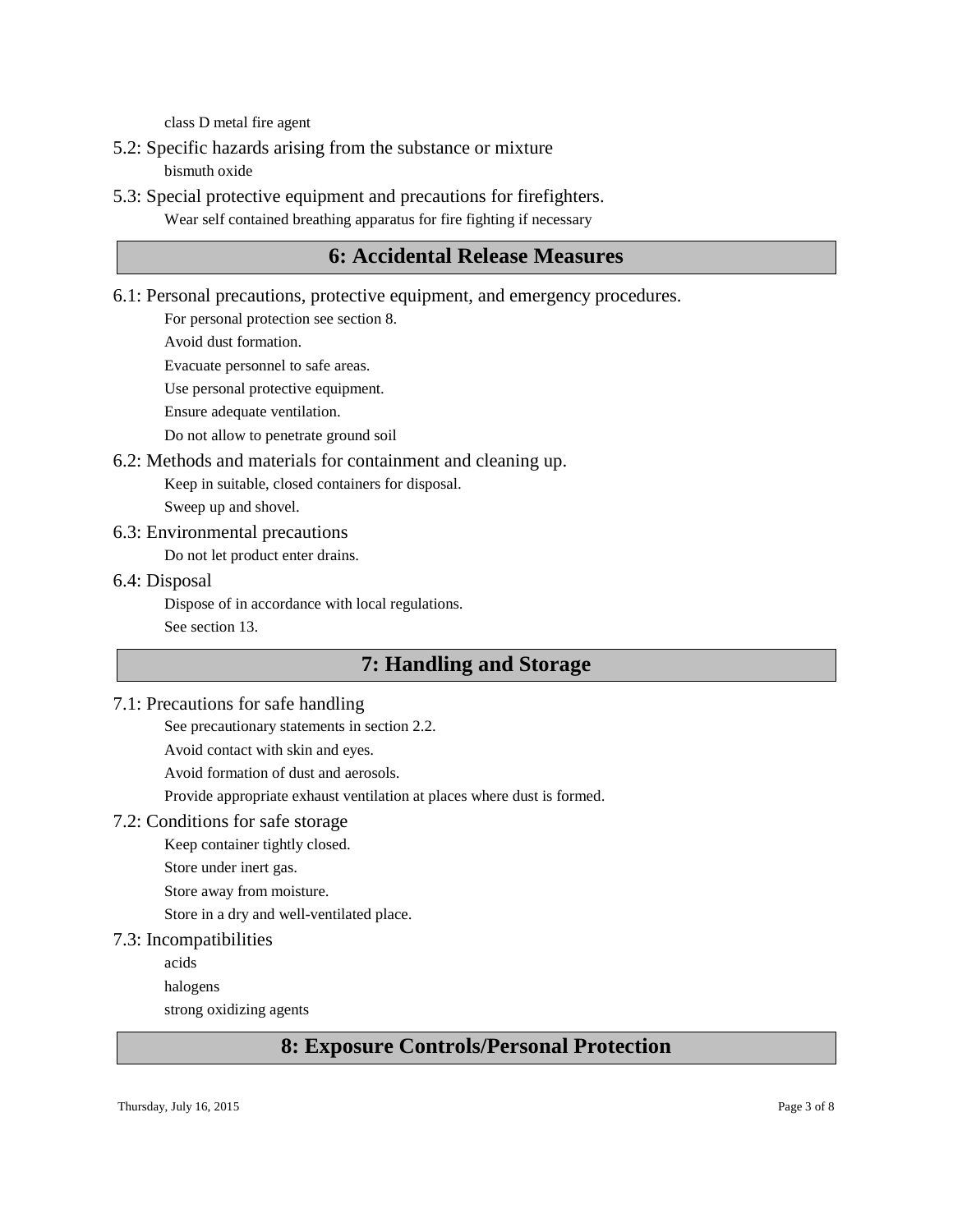class D metal fire agent

5.2: Specific hazards arising from the substance or mixture

bismuth oxide

5.3: Special protective equipment and precautions for firefighters.

Wear self contained breathing apparatus for fire fighting if necessary

## 6: Accidental Release Measures

6.1: Personal precautions, protective equipment, and emergency procedures.

For personal protection see section 8.

Avoid dust formation.

Evacuate personnel to safe areas.

Use personal protective equipment.

Ensure adequate ventilation.

Do not allow to penetrate ground soil

6.2: Methods and materials for containment and cleaning up.

Keep in suitable, closed containers for disposal.

Sweep up and shovel.

6.3: Environmental precautions

Do not let product enter drains.

6.4: Disposal

Dispose of in accordance with local regulations.

See section 13.

## 7: Handling and Storage

7.1: Precautions for safe handling

See precautionary statements in section 2.2.

Avoid contact with skin and eyes.

Avoid formation of dust and aerosols.

Provide appropriate exhaust ventilation at places where dust is formed.

7.2: Conditions for safe storage

Keep container tightly closed.

Store under inert gas.

Store away from moisture.

Store in a dry and well-ventilated place.

7.3: Incompatibilities

acids

halogens

strong oxidizing agents

## 8: Exposure Controls/Personal Protection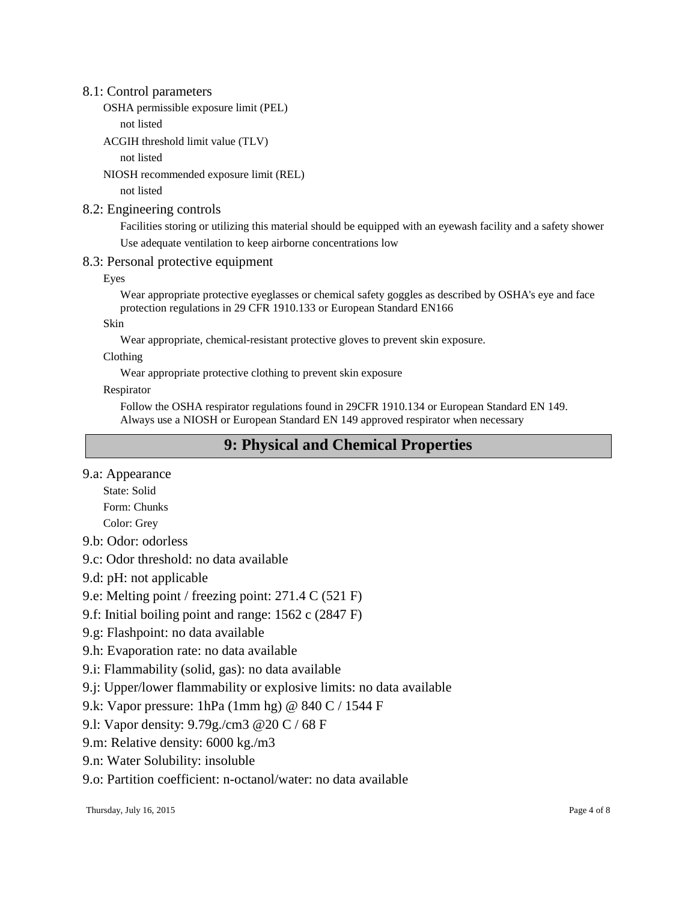### 8.1: Control parameters

OSHA permissible exposure limit (PEL)

not listed

ACGIH threshold limit value (TLV)

not listed

NIOSH recommended exposure limit (REL)

not listed

### 8.2: Engineering controls

Facilities storing or utilizing this material should be equipped with an eyewash facility and a safety shower

Use adequate ventilation to keep airborne concentrations low

### 8.3: Personal protective equipment

Eyes

Wear appropriate protective eyeglasses or chemical safety goggles as described by OSHA's eye and face protection regulations in 29 CFR 1910.133 or European Standard EN166

Skin

Wear appropriate, chemical-resistant protective gloves to prevent skin exposure.

Clothing

Wear appropriate protective clothing to prevent skin exposure

Respirator

Follow the OSHA respirator regulations found in 29CFR 1910.134 or European Standard EN 149. Always use a NIOSH or European Standard EN 149 approved respirator when necessary

## 9: Physical and Chemical Properties

### 9.a: Appearance

State: Solid

Form: Chunks

Color: Grey

9.b: Odor: odorless

9.c: Odor threshold: no data available

9.d: pH: not applicable

9.e: Melting point / freezing point: 271.4 C (521 F)

9.f: Initial boiling point and range: 1562 c (2847 F)

9.g: Flashpoint: no data available

9.h: Evaporation rate: no data available

9.i: Flammability (solid, gas): no data available

9.j: Upper/lower flammability or explosive limits: no data available

9.k: Vapor pressure: 1hPa (1mm hg) @ 840 C / 1544 F

9.l: Vapor density: 9.79g./cm3 @20 C / 68 F

9.m: Relative density: 6000 kg./m3

9.n: Water Solubility: insoluble

9.o: Partition coefficient: n-octanol/water: no data available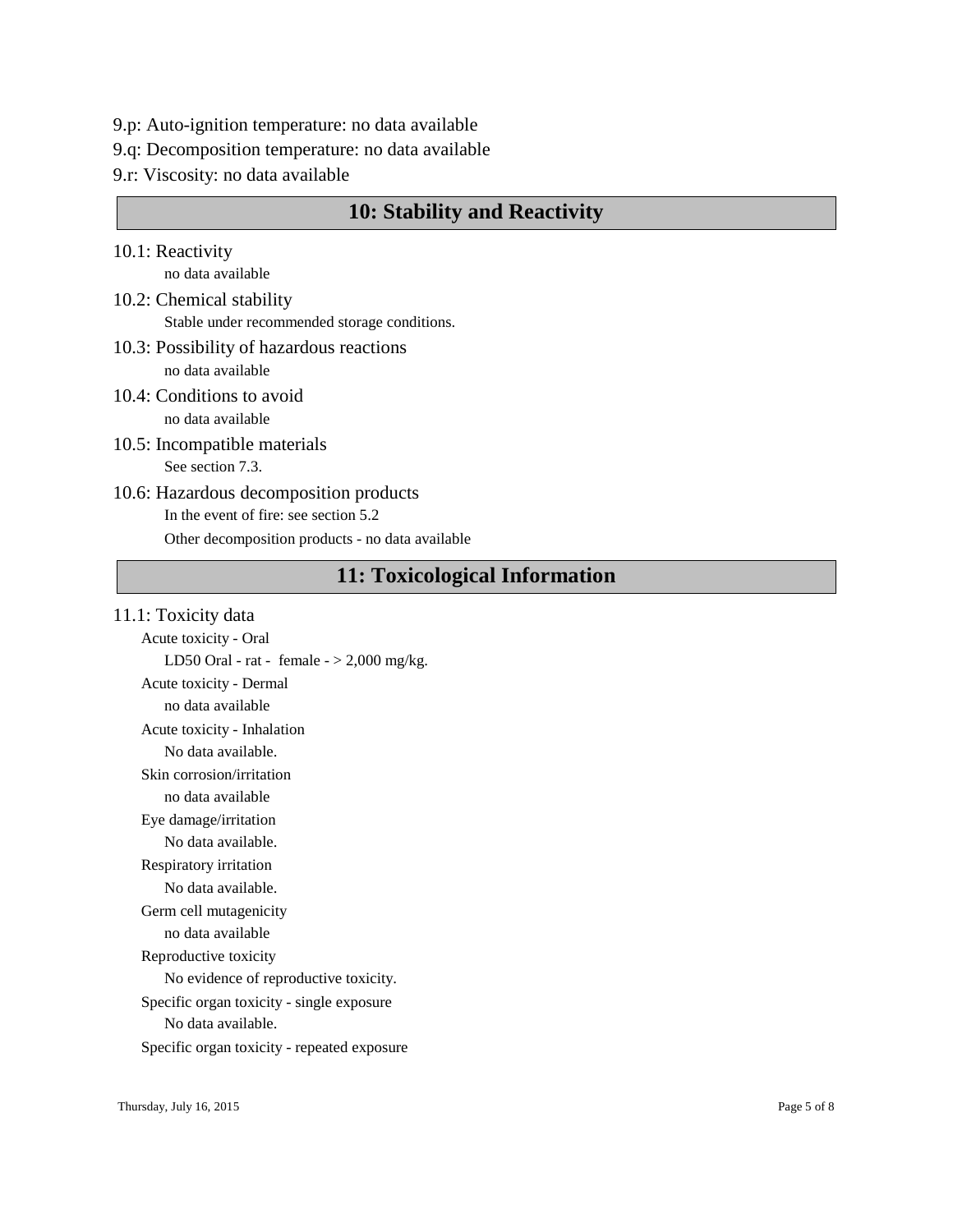9.p: Auto-ignition temperature: no data available

9.q: Decomposition temperature: no data available

9.r: Viscosity: no data available

## 10: Stability and Reactivity

10.1: Reactivity

no data available

10.2: Chemical stability

Stable under recommended storage conditions.

10.3: Possibility of hazardous reactions

no data available

10.4: Conditions to avoid

no data available

10.5: Incompatible materials

See section 7.3.

10.6: Hazardous decomposition products

In the event of fire: see section 5.2

Other decomposition products - no data available

## 11: Toxicological Information

11.1: Toxicity data

Acute toxicity - Oral

LD50 Oral - rat - female - > 2,000 mg/kg.

Acute toxicity - Dermal

no data available

Acute toxicity - Inhalation

No data available.

Skin corrosion/irritation

no data available

Eye damage/irritation

No data available.

Respiratory irritation

No data available.

Germ cell mutagenicity

no data available

Reproductive toxicity

No evidence of reproductive toxicity.

Specific organ toxicity - single exposure

No data available.

Specific organ toxicity - repeated exposure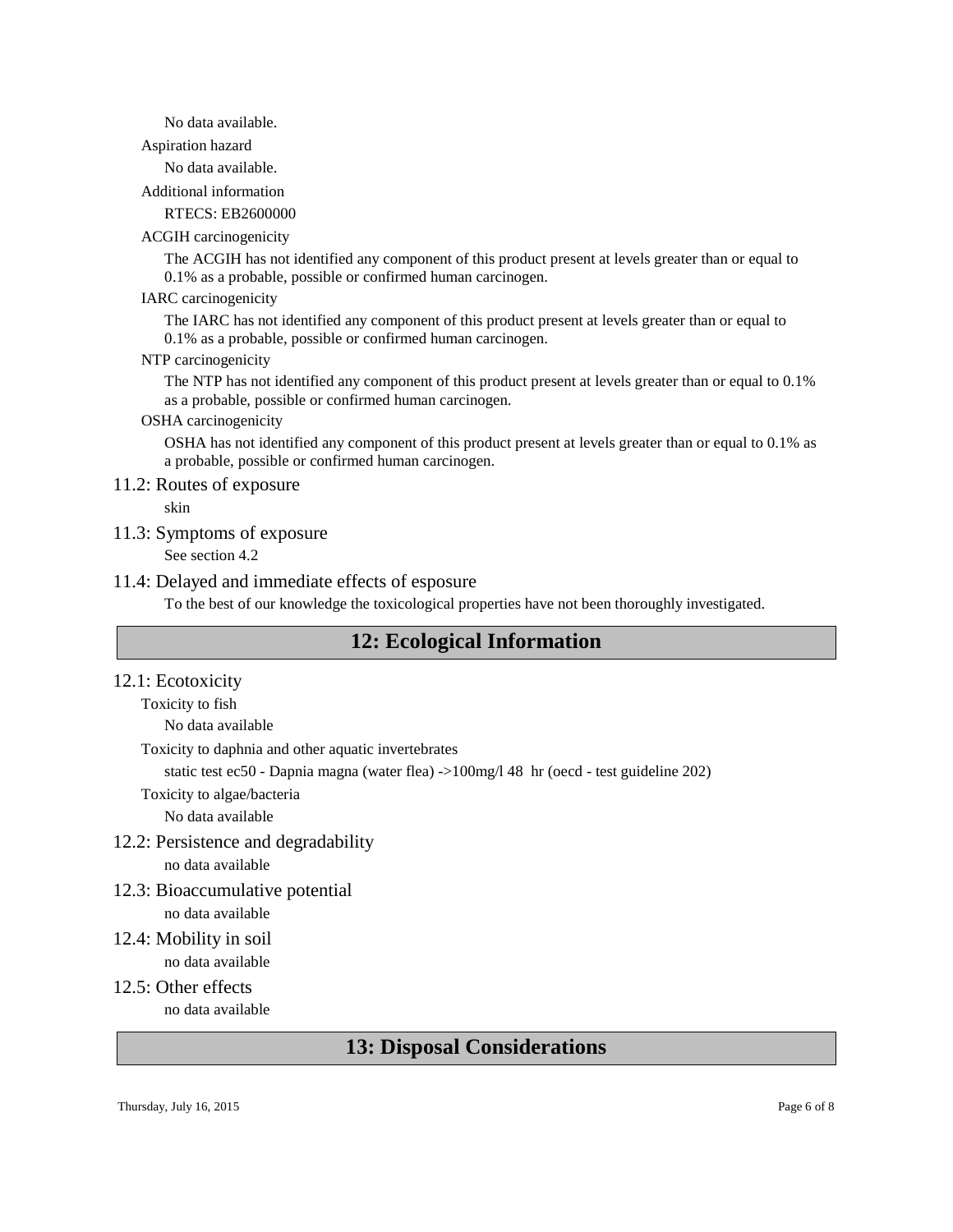No data available.

Aspiration hazard

No data available.

Additional information

RTECS: EB2600000

ACGIH carcinogenicity

The ACGIH has not identified any component of this product present at levels greater than or equal to 0.1% as a probable, possible or confirmed human carcinogen.

IARC carcinogenicity

The IARC has not identified any component of this product present at levels greater than or equal to 0.1% as a probable, possible or confirmed human carcinogen.

NTP carcinogenicity

The NTP has not identified any component of this product present at levels greater than or equal to 0.1% as a probable, possible or confirmed human carcinogen.

OSHA carcinogenicity

OSHA has not identified any component of this product present at levels greater than or equal to 0.1% as a probable, possible or confirmed human carcinogen.

### 11.2: Routes of exposure

skin

### 11.3: Symptoms of exposure

See section 4.2

### 11.4: Delayed and immediate effects of esposure

To the best of our knowledge the toxicological properties have not been thoroughly investigated.

## 12: Ecological Information

### 12.1: Ecotoxicity

Toxicity to fish

No data available

Toxicity to daphnia and other aquatic invertebrates

static test ec50 - Dapnia magna (water flea) ->100mg/l 48 hr (oecd - test guideline 202)

Toxicity to algae/bacteria

No data available

### 12.2: Persistence and degradability

no data available

### 12.3: Bioaccumulative potential

no data available

### 12.4: Mobility in soil

no data available

### 12.5: Other effects

no data available

## 13: Disposal Considerations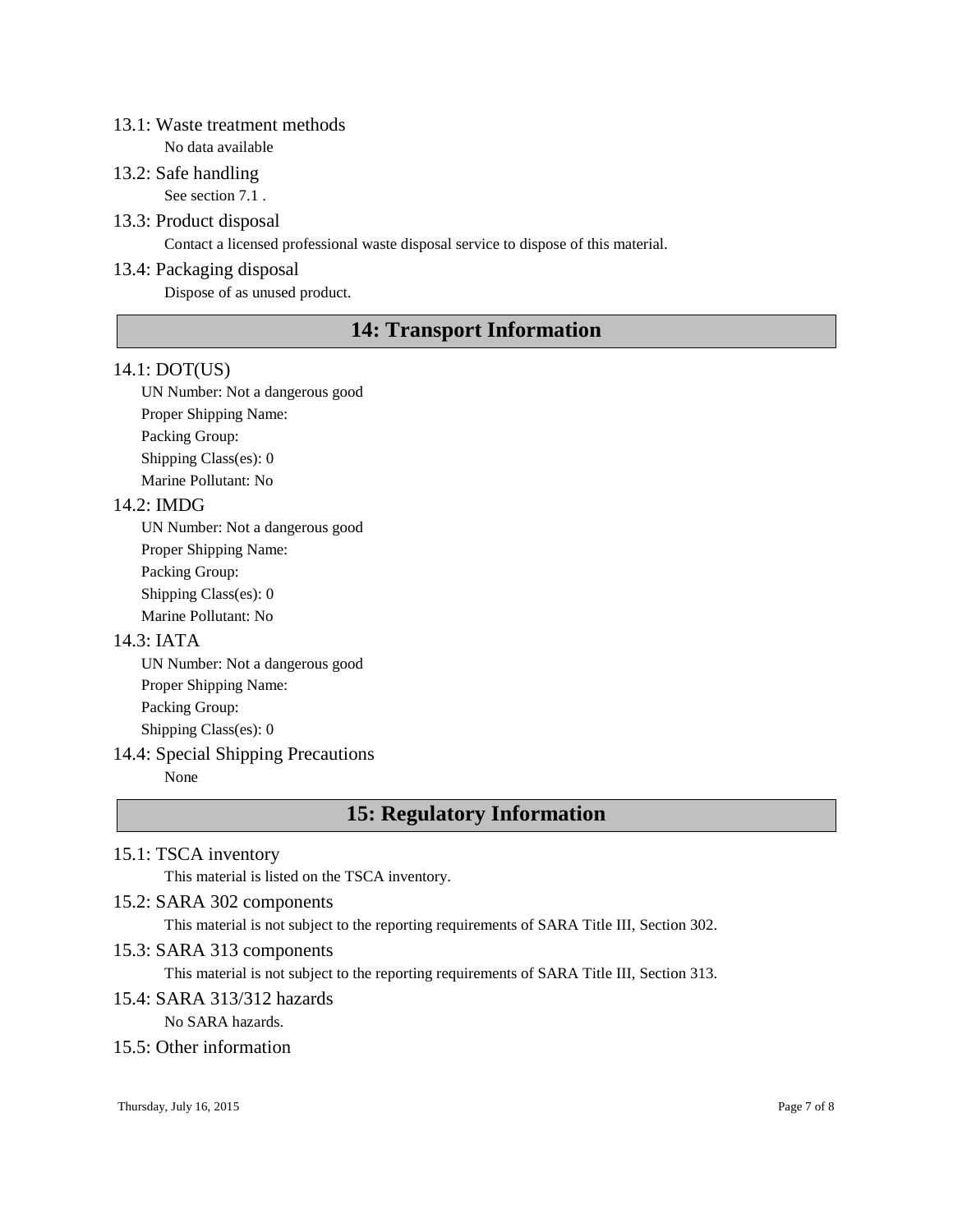### 13.1: Waste treatment methods

No data available

### 13.2: Safe handling

See section 7.1 .

### 13.3: Product disposal

Contact a licensed professional waste disposal service to dispose of this material.

### 13.4: Packaging disposal

Dispose of as unused product.

## 14: Transport Information

### 14.1: DOT(US)

UN Number: Not a dangerous good

Proper Shipping Name:

Packing Group:

Shipping Class(es): 0

Marine Pollutant: No

### 14.2: IMDG

UN Number: Not a dangerous good

Proper Shipping Name:

Packing Group:

Shipping Class(es): 0

Marine Pollutant: No

### 14.3: IATA

UN Number: Not a dangerous good

Proper Shipping Name:

Packing Group:

Shipping Class(es): 0

### 14.4: Special Shipping Precautions

None

## 15: Regulatory Information

### 15.1: TSCA inventory

This material is listed on the TSCA inventory.

### 15.2: SARA 302 components

This material is not subject to the reporting requirements of SARA Title III, Section 302.

### 15.3: SARA 313 components

This material is not subject to the reporting requirements of SARA Title III, Section 313.

### 15.4: SARA 313/312 hazards

No SARA hazards.

### 15.5: Other information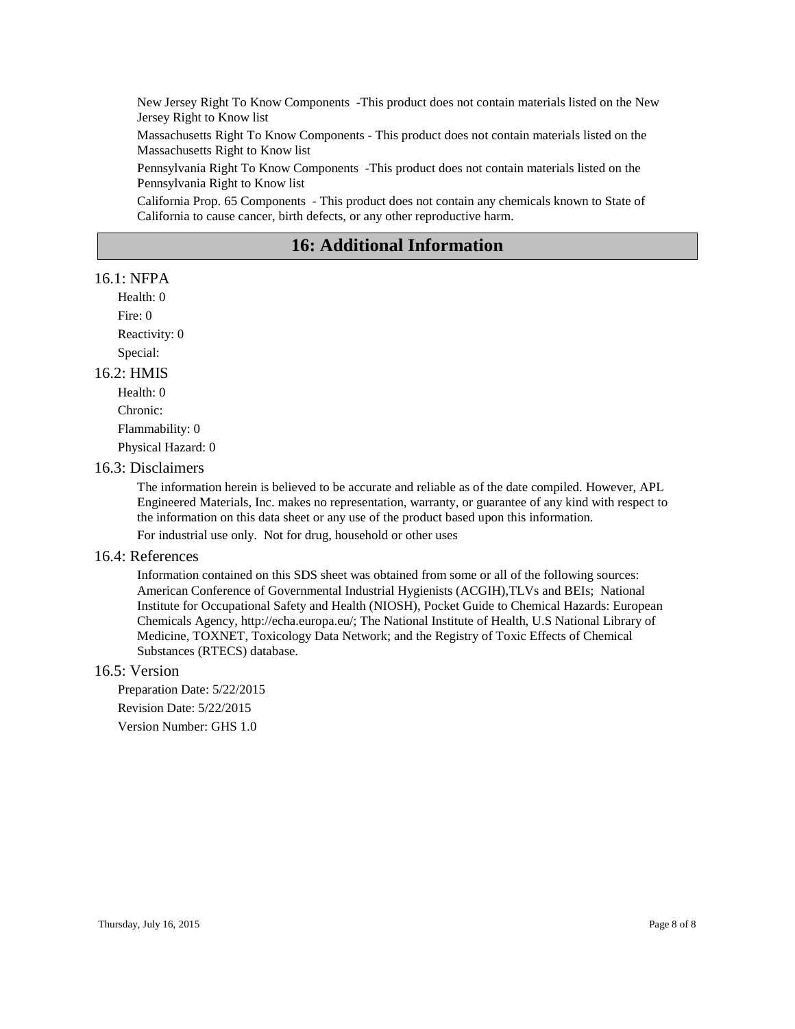New Jersey Right To Know Components -This product does not contain materials listed on the New Jersey Right to Know list

Massachusetts Right To Know Components - This product does not contain materials listed on the Massachusetts Right to Know list

Pennsylvania Right To Know Components -This product does not contain materials listed on the Pennsylvania Right to Know list

California Prop. 65 Components - This product does not contain any chemicals known to State of California to cause cancer, birth defects, or any other reproductive harm.

## 16: Additional Information

### 16.1: NFPA

Health: 0

Fire: 0

Reactivity: 0

Special:

### 16.2: HMIS

Health: 0

Chronic:

Flammability: 0

Physical Hazard: 0

### 16.3: Disclaimers

The information herein is believed to be accurate and reliable as of the date compiled. However, APL Engineered Materials, Inc. makes no representation, warranty, or guarantee of any kind with respect to the information on this data sheet or any use of the product based upon this information.

For industrial use only. Not for drug, household or other uses

### 16.4: References

Information contained on this SDS sheet was obtained from some or all of the following sources: American Conference of Governmental Industrial Hygienists (ACGIH),TLVs and BEIs; National Institute for Occupational Safety and Health (NIOSH), Pocket Guide to Chemical Hazards: European Chemicals Agency, http://echa.europa.eu/; The National Institute of Health, U.S National Library of Medicine, TOXNET, Toxicology Data Network; and the Registry of Toxic Effects of Chemical Substances (RTECS) database.

### 16.5: Version

Preparation Date: 5/22/2015

Revision Date: 5/22/2015

Version Number: GHS 1.0